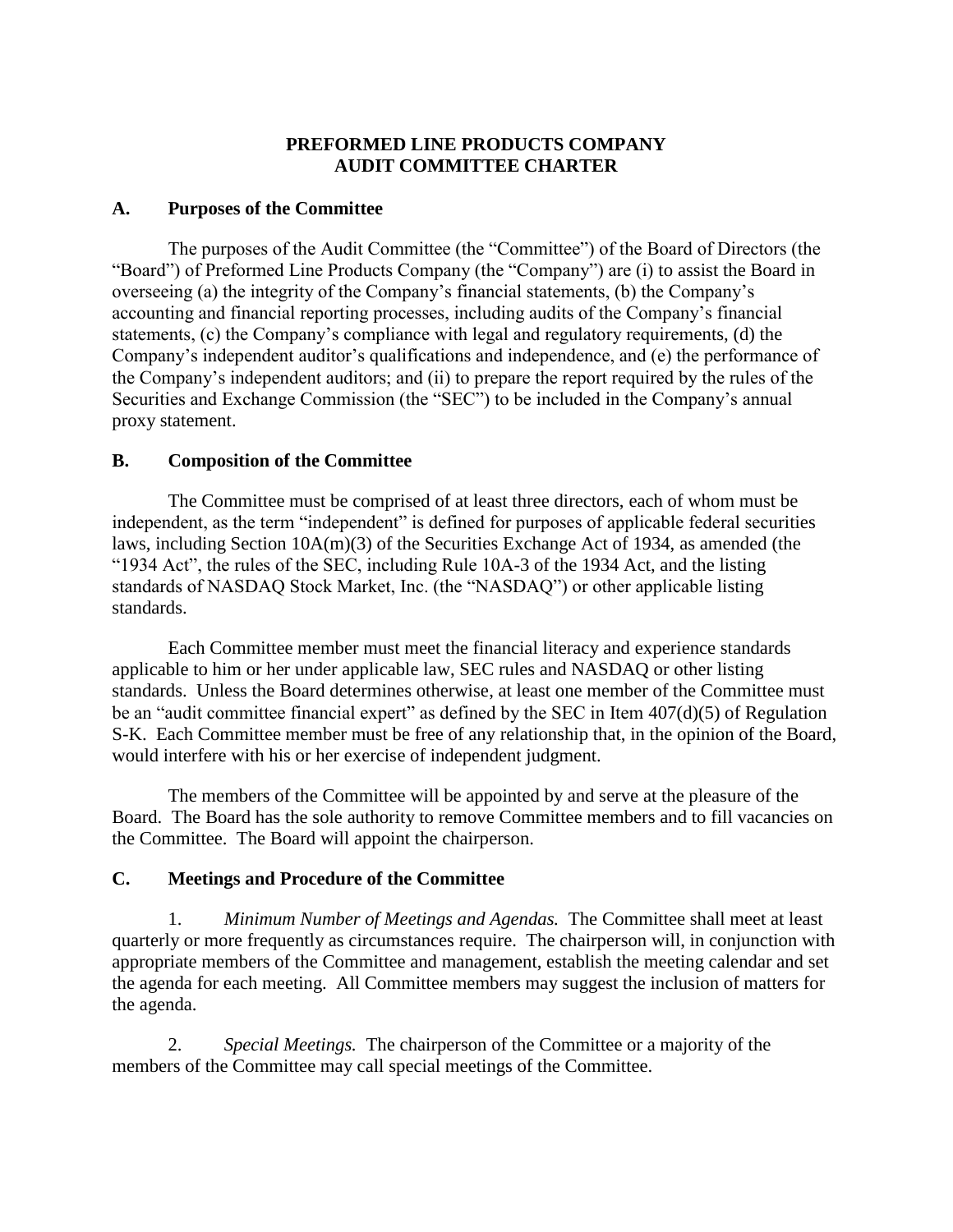# PREFORMED LINE PRODUCTS COMPANY
# AUDIT COMMITTEE CHARTER

## A. Purposes of the Committee

The purposes of the Audit Committee (the "Committee") of the Board of Directors (the "Board") of Preformed Line Products Company (the "Company") are (i) to assist the Board in overseeing (a) the integrity of the Company's financial statements, (b) the Company's accounting and financial reporting processes, including audits of the Company's financial statements, (c) the Company's compliance with legal and regulatory requirements, (d) the Company's independent auditor's qualifications and independence, and (e) the performance of the Company's independent auditors; and (ii) to prepare the report required by the rules of the Securities and Exchange Commission (the "SEC") to be included in the Company's annual proxy statement.

## B. Composition of the Committee

The Committee must be comprised of at least three directors, each of whom must be independent, as the term "independent" is defined for purposes of applicable federal securities laws, including Section 10A(m)(3) of the Securities Exchange Act of 1934, as amended (the "1934 Act", the rules of the SEC, including Rule 10A-3 of the 1934 Act, and the listing standards of NASDAQ Stock Market, Inc. (the "NASDAQ") or other applicable listing standards.

Each Committee member must meet the financial literacy and experience standards applicable to him or her under applicable law, SEC rules and NASDAQ or other listing standards. Unless the Board determines otherwise, at least one member of the Committee must be an "audit committee financial expert" as defined by the SEC in Item 407(d)(5) of Regulation S-K. Each Committee member must be free of any relationship that, in the opinion of the Board, would interfere with his or her exercise of independent judgment.

The members of the Committee will be appointed by and serve at the pleasure of the Board. The Board has the sole authority to remove Committee members and to fill vacancies on the Committee. The Board will appoint the chairperson.

## C. Meetings and Procedure of the Committee

1. *Minimum Number of Meetings and Agendas.* The Committee shall meet at least quarterly or more frequently as circumstances require. The chairperson will, in conjunction with appropriate members of the Committee and management, establish the meeting calendar and set the agenda for each meeting. All Committee members may suggest the inclusion of matters for the agenda.

2. *Special Meetings.* The chairperson of the Committee or a majority of the members of the Committee may call special meetings of the Committee.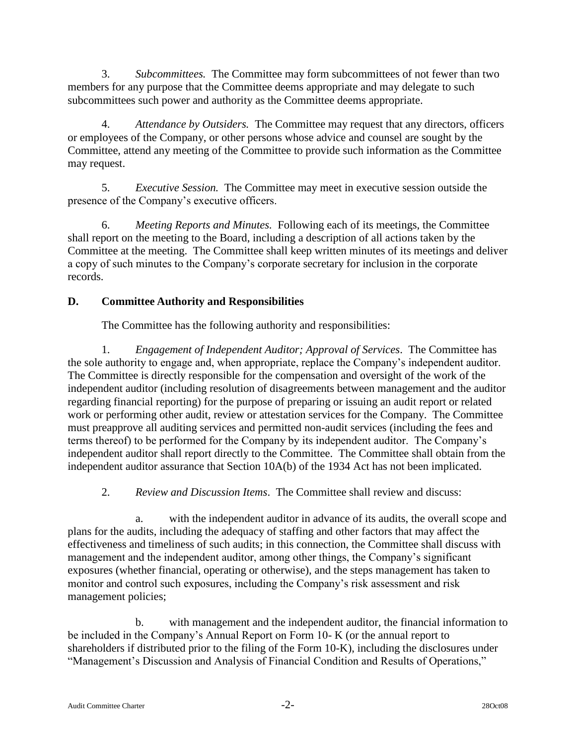3. *Subcommittees.* The Committee may form subcommittees of not fewer than two members for any purpose that the Committee deems appropriate and may delegate to such subcommittees such power and authority as the Committee deems appropriate.

4. *Attendance by Outsiders.* The Committee may request that any directors, officers or employees of the Company, or other persons whose advice and counsel are sought by the Committee, attend any meeting of the Committee to provide such information as the Committee may request.

5. *Executive Session.* The Committee may meet in executive session outside the presence of the Company's executive officers.

6. *Meeting Reports and Minutes.* Following each of its meetings, the Committee shall report on the meeting to the Board, including a description of all actions taken by the Committee at the meeting. The Committee shall keep written minutes of its meetings and deliver a copy of such minutes to the Company's corporate secretary for inclusion in the corporate records.

## D. Committee Authority and Responsibilities

The Committee has the following authority and responsibilities:

1. *Engagement of Independent Auditor; Approval of Services*. The Committee has the sole authority to engage and, when appropriate, replace the Company's independent auditor. The Committee is directly responsible for the compensation and oversight of the work of the independent auditor (including resolution of disagreements between management and the auditor regarding financial reporting) for the purpose of preparing or issuing an audit report or related work or performing other audit, review or attestation services for the Company. The Committee must preapprove all auditing services and permitted non-audit services (including the fees and terms thereof) to be performed for the Company by its independent auditor. The Company's independent auditor shall report directly to the Committee. The Committee shall obtain from the independent auditor assurance that Section 10A(b) of the 1934 Act has not been implicated.

2. *Review and Discussion Items*. The Committee shall review and discuss:

a. with the independent auditor in advance of its audits, the overall scope and plans for the audits, including the adequacy of staffing and other factors that may affect the effectiveness and timeliness of such audits; in this connection, the Committee shall discuss with management and the independent auditor, among other things, the Company's significant exposures (whether financial, operating or otherwise), and the steps management has taken to monitor and control such exposures, including the Company's risk assessment and risk management policies;

b. with management and the independent auditor, the financial information to be included in the Company's Annual Report on Form 10- K (or the annual report to shareholders if distributed prior to the filing of the Form 10-K), including the disclosures under "Management's Discussion and Analysis of Financial Condition and Results of Operations,"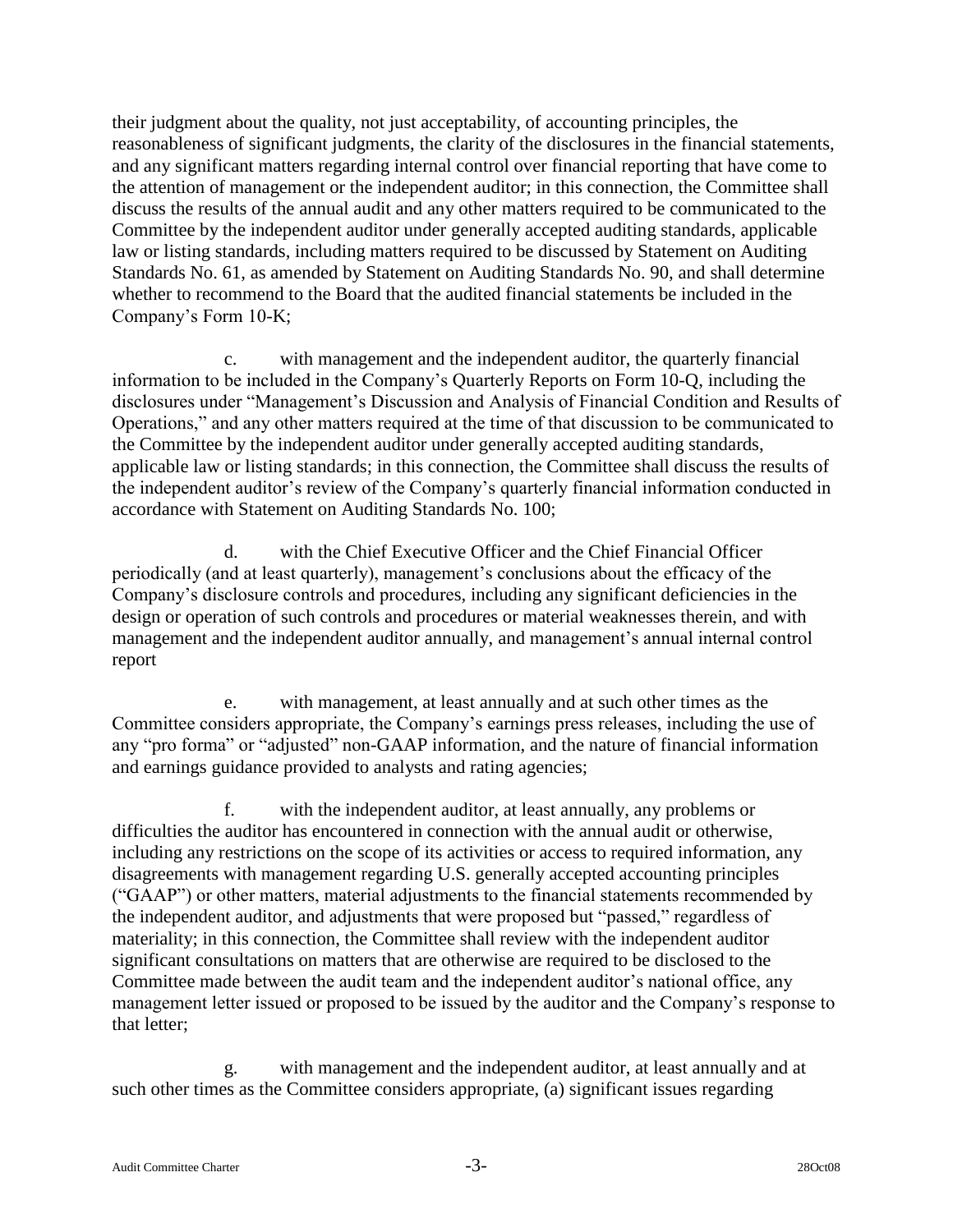their judgment about the quality, not just acceptability, of accounting principles, the reasonableness of significant judgments, the clarity of the disclosures in the financial statements, and any significant matters regarding internal control over financial reporting that have come to the attention of management or the independent auditor; in this connection, the Committee shall discuss the results of the annual audit and any other matters required to be communicated to the Committee by the independent auditor under generally accepted auditing standards, applicable law or listing standards, including matters required to be discussed by Statement on Auditing Standards No. 61, as amended by Statement on Auditing Standards No. 90, and shall determine whether to recommend to the Board that the audited financial statements be included in the Company's Form 10-K;

c. with management and the independent auditor, the quarterly financial information to be included in the Company's Quarterly Reports on Form 10-Q, including the disclosures under "Management's Discussion and Analysis of Financial Condition and Results of Operations," and any other matters required at the time of that discussion to be communicated to the Committee by the independent auditor under generally accepted auditing standards, applicable law or listing standards; in this connection, the Committee shall discuss the results of the independent auditor's review of the Company's quarterly financial information conducted in accordance with Statement on Auditing Standards No. 100;

d. with the Chief Executive Officer and the Chief Financial Officer periodically (and at least quarterly), management's conclusions about the efficacy of the Company's disclosure controls and procedures, including any significant deficiencies in the design or operation of such controls and procedures or material weaknesses therein, and with management and the independent auditor annually, and management's annual internal control report

e. with management, at least annually and at such other times as the Committee considers appropriate, the Company's earnings press releases, including the use of any "pro forma" or "adjusted" non-GAAP information, and the nature of financial information and earnings guidance provided to analysts and rating agencies;

f. with the independent auditor, at least annually, any problems or difficulties the auditor has encountered in connection with the annual audit or otherwise, including any restrictions on the scope of its activities or access to required information, any disagreements with management regarding U.S. generally accepted accounting principles ("GAAP") or other matters, material adjustments to the financial statements recommended by the independent auditor, and adjustments that were proposed but "passed," regardless of materiality; in this connection, the Committee shall review with the independent auditor significant consultations on matters that are otherwise are required to be disclosed to the Committee made between the audit team and the independent auditor's national office, any management letter issued or proposed to be issued by the auditor and the Company's response to that letter;

g. with management and the independent auditor, at least annually and at such other times as the Committee considers appropriate, (a) significant issues regarding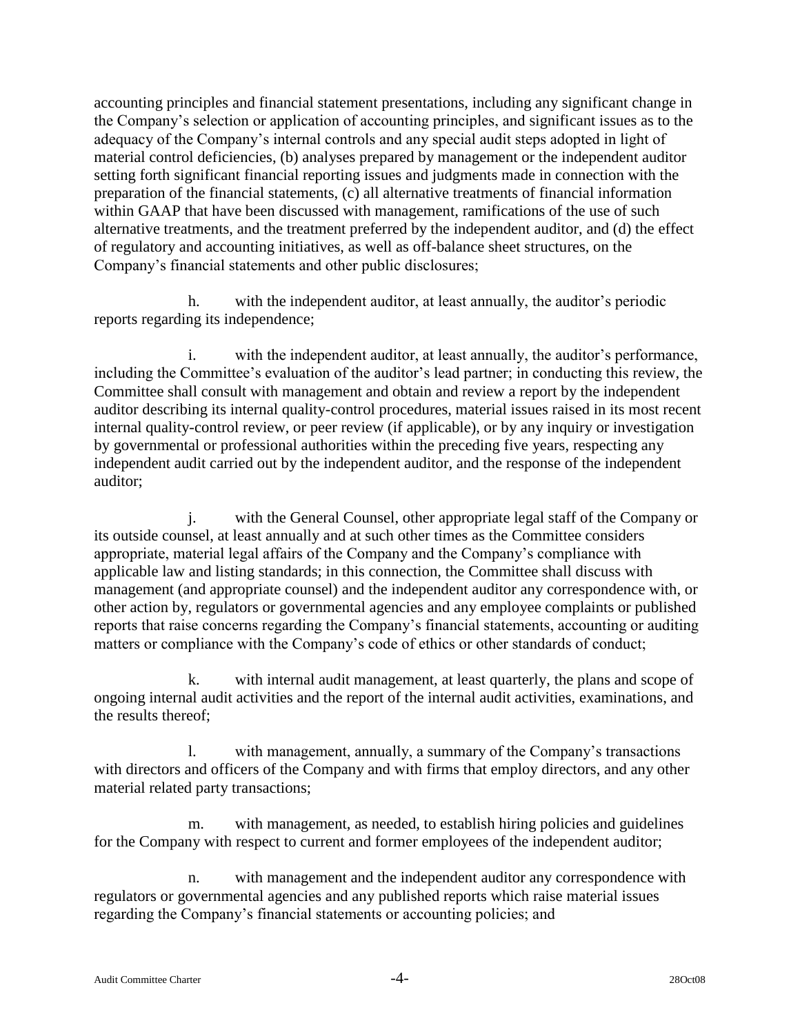accounting principles and financial statement presentations, including any significant change in the Company's selection or application of accounting principles, and significant issues as to the adequacy of the Company's internal controls and any special audit steps adopted in light of material control deficiencies, (b) analyses prepared by management or the independent auditor setting forth significant financial reporting issues and judgments made in connection with the preparation of the financial statements, (c) all alternative treatments of financial information within GAAP that have been discussed with management, ramifications of the use of such alternative treatments, and the treatment preferred by the independent auditor, and (d) the effect of regulatory and accounting initiatives, as well as off-balance sheet structures, on the Company's financial statements and other public disclosures;

h. with the independent auditor, at least annually, the auditor's periodic reports regarding its independence;

i. with the independent auditor, at least annually, the auditor's performance, including the Committee's evaluation of the auditor's lead partner; in conducting this review, the Committee shall consult with management and obtain and review a report by the independent auditor describing its internal quality-control procedures, material issues raised in its most recent internal quality-control review, or peer review (if applicable), or by any inquiry or investigation by governmental or professional authorities within the preceding five years, respecting any independent audit carried out by the independent auditor, and the response of the independent auditor;

j. with the General Counsel, other appropriate legal staff of the Company or its outside counsel, at least annually and at such other times as the Committee considers appropriate, material legal affairs of the Company and the Company's compliance with applicable law and listing standards; in this connection, the Committee shall discuss with management (and appropriate counsel) and the independent auditor any correspondence with, or other action by, regulators or governmental agencies and any employee complaints or published reports that raise concerns regarding the Company's financial statements, accounting or auditing matters or compliance with the Company's code of ethics or other standards of conduct;

k. with internal audit management, at least quarterly, the plans and scope of ongoing internal audit activities and the report of the internal audit activities, examinations, and the results thereof;

l. with management, annually, a summary of the Company's transactions with directors and officers of the Company and with firms that employ directors, and any other material related party transactions;

m. with management, as needed, to establish hiring policies and guidelines for the Company with respect to current and former employees of the independent auditor;

n. with management and the independent auditor any correspondence with regulators or governmental agencies and any published reports which raise material issues regarding the Company's financial statements or accounting policies; and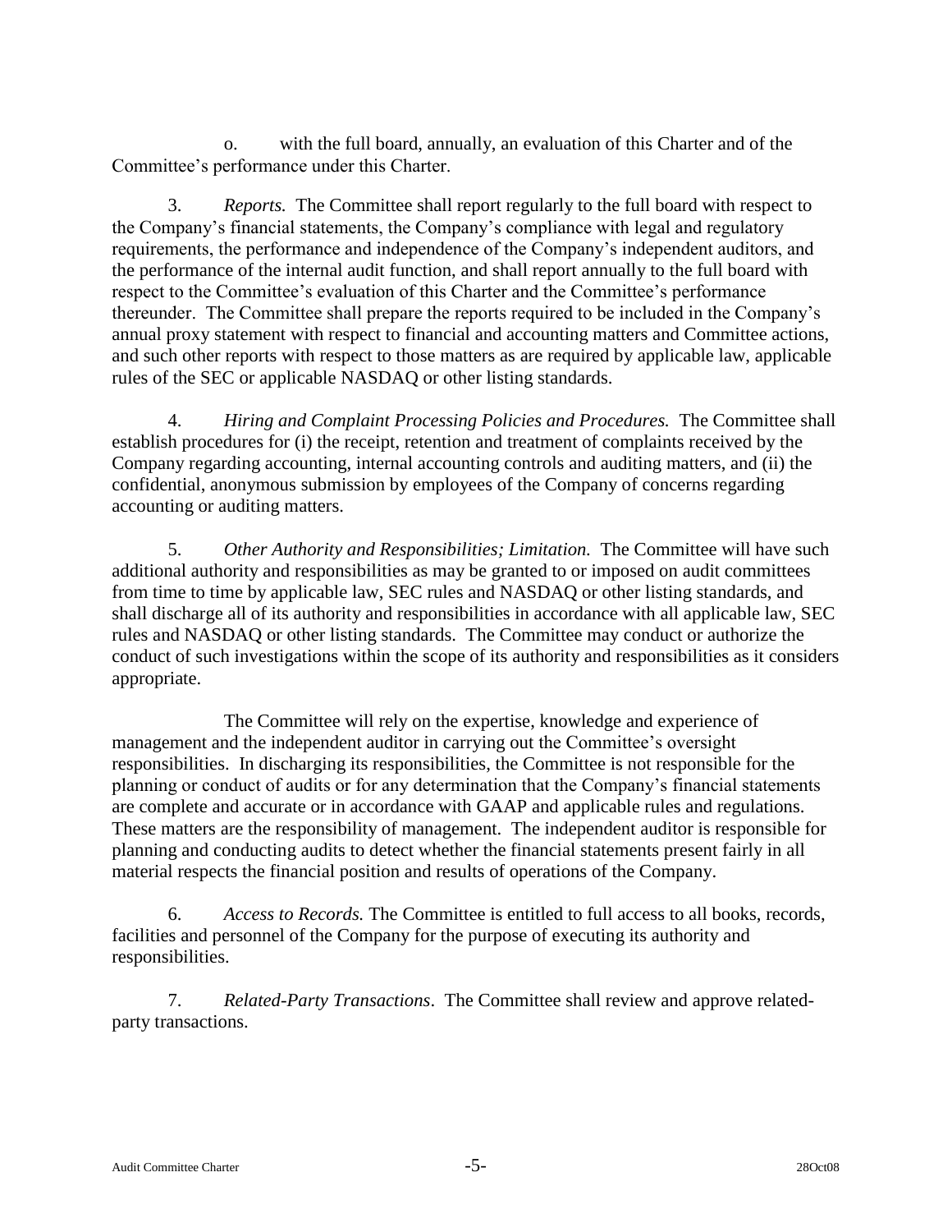o. with the full board, annually, an evaluation of this Charter and of the Committee's performance under this Charter.

3. *Reports.* The Committee shall report regularly to the full board with respect to the Company's financial statements, the Company's compliance with legal and regulatory requirements, the performance and independence of the Company's independent auditors, and the performance of the internal audit function, and shall report annually to the full board with respect to the Committee's evaluation of this Charter and the Committee's performance thereunder. The Committee shall prepare the reports required to be included in the Company's annual proxy statement with respect to financial and accounting matters and Committee actions, and such other reports with respect to those matters as are required by applicable law, applicable rules of the SEC or applicable NASDAQ or other listing standards.

4. *Hiring and Complaint Processing Policies and Procedures.* The Committee shall establish procedures for (i) the receipt, retention and treatment of complaints received by the Company regarding accounting, internal accounting controls and auditing matters, and (ii) the confidential, anonymous submission by employees of the Company of concerns regarding accounting or auditing matters.

5. *Other Authority and Responsibilities; Limitation.* The Committee will have such additional authority and responsibilities as may be granted to or imposed on audit committees from time to time by applicable law, SEC rules and NASDAQ or other listing standards, and shall discharge all of its authority and responsibilities in accordance with all applicable law, SEC rules and NASDAQ or other listing standards. The Committee may conduct or authorize the conduct of such investigations within the scope of its authority and responsibilities as it considers appropriate.

The Committee will rely on the expertise, knowledge and experience of management and the independent auditor in carrying out the Committee's oversight responsibilities. In discharging its responsibilities, the Committee is not responsible for the planning or conduct of audits or for any determination that the Company's financial statements are complete and accurate or in accordance with GAAP and applicable rules and regulations. These matters are the responsibility of management. The independent auditor is responsible for planning and conducting audits to detect whether the financial statements present fairly in all material respects the financial position and results of operations of the Company.

6. *Access to Records.* The Committee is entitled to full access to all books, records, facilities and personnel of the Company for the purpose of executing its authority and responsibilities.

7. *Related-Party Transactions*. The Committee shall review and approve related-party transactions.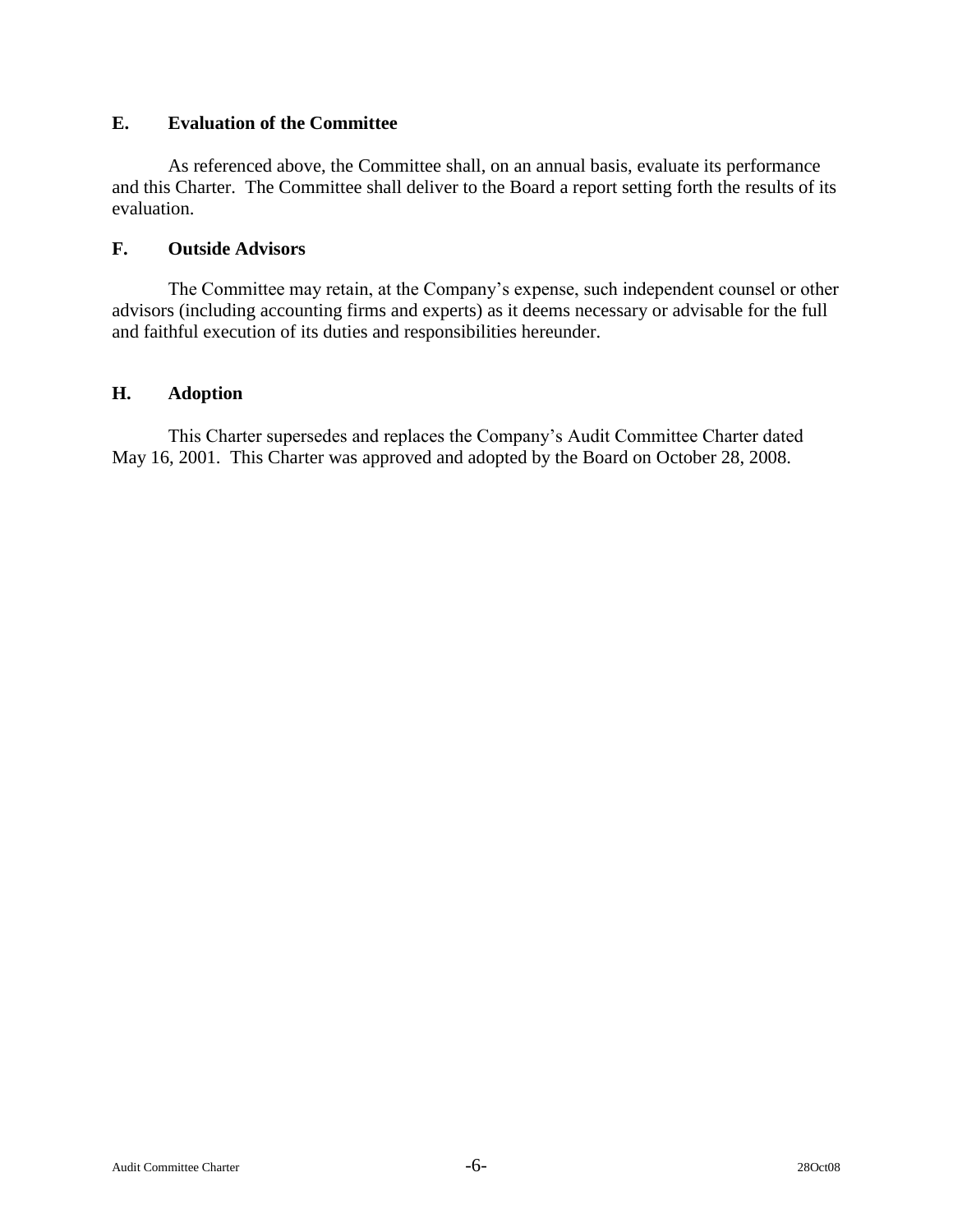### E. Evaluation of the Committee

As referenced above, the Committee shall, on an annual basis, evaluate its performance and this Charter. The Committee shall deliver to the Board a report setting forth the results of its evaluation.

### F. Outside Advisors

The Committee may retain, at the Company's expense, such independent counsel or other advisors (including accounting firms and experts) as it deems necessary or advisable for the full and faithful execution of its duties and responsibilities hereunder.

### H. Adoption

This Charter supersedes and replaces the Company's Audit Committee Charter dated May 16, 2001. This Charter was approved and adopted by the Board on October 28, 2008.